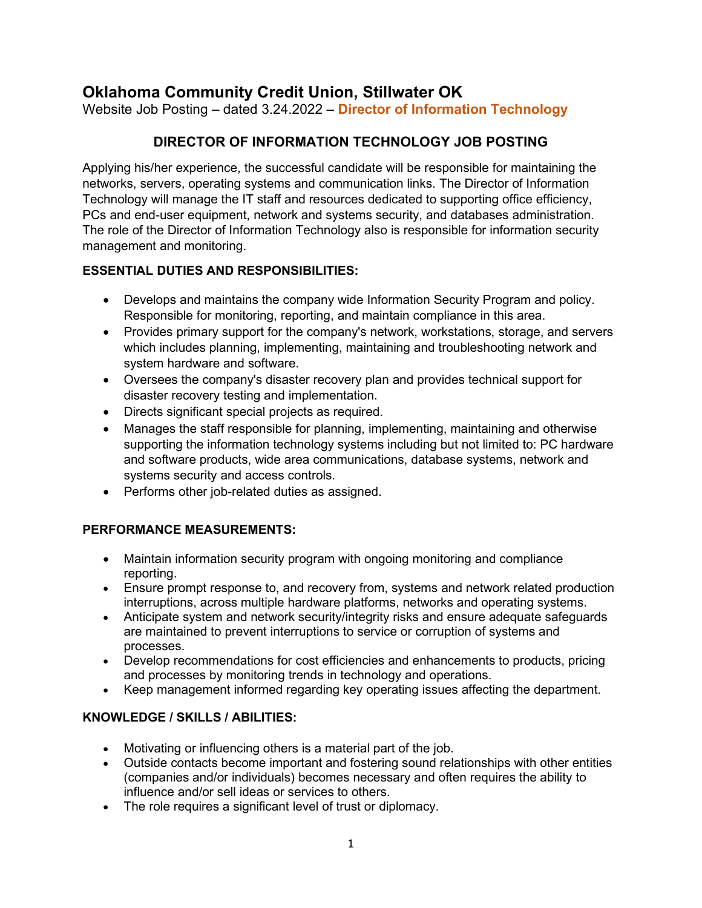# Oklahoma Community Credit Union, Stillwater OK

Website Job Posting – dated 3.24.2022 – **Director of Information Technology**

## DIRECTOR OF INFORMATION TECHNOLOGY JOB POSTING

Applying his/her experience, the successful candidate will be responsible for maintaining the networks, servers, operating systems and communication links. The Director of Information Technology will manage the IT staff and resources dedicated to supporting office efficiency, PCs and end-user equipment, network and systems security, and databases administration. The role of the Director of Information Technology also is responsible for information security management and monitoring.

### ESSENTIAL DUTIES AND RESPONSIBILITIES:

- Develops and maintains the company wide Information Security Program and policy. Responsible for monitoring, reporting, and maintain compliance in this area.
- Provides primary support for the company's network, workstations, storage, and servers which includes planning, implementing, maintaining and troubleshooting network and system hardware and software.
- Oversees the company's disaster recovery plan and provides technical support for disaster recovery testing and implementation.
- Directs significant special projects as required.
- Manages the staff responsible for planning, implementing, maintaining and otherwise supporting the information technology systems including but not limited to: PC hardware and software products, wide area communications, database systems, network and systems security and access controls.
- Performs other job-related duties as assigned.

### PERFORMANCE MEASUREMENTS:

- Maintain information security program with ongoing monitoring and compliance reporting.
- Ensure prompt response to, and recovery from, systems and network related production interruptions, across multiple hardware platforms, networks and operating systems.
- Anticipate system and network security/integrity risks and ensure adequate safeguards are maintained to prevent interruptions to service or corruption of systems and processes.
- Develop recommendations for cost efficiencies and enhancements to products, pricing and processes by monitoring trends in technology and operations.
- Keep management informed regarding key operating issues affecting the department.

### KNOWLEDGE / SKILLS / ABILITIES:

- Motivating or influencing others is a material part of the job.
- Outside contacts become important and fostering sound relationships with other entities (companies and/or individuals) becomes necessary and often requires the ability to influence and/or sell ideas or services to others.
- The role requires a significant level of trust or diplomacy.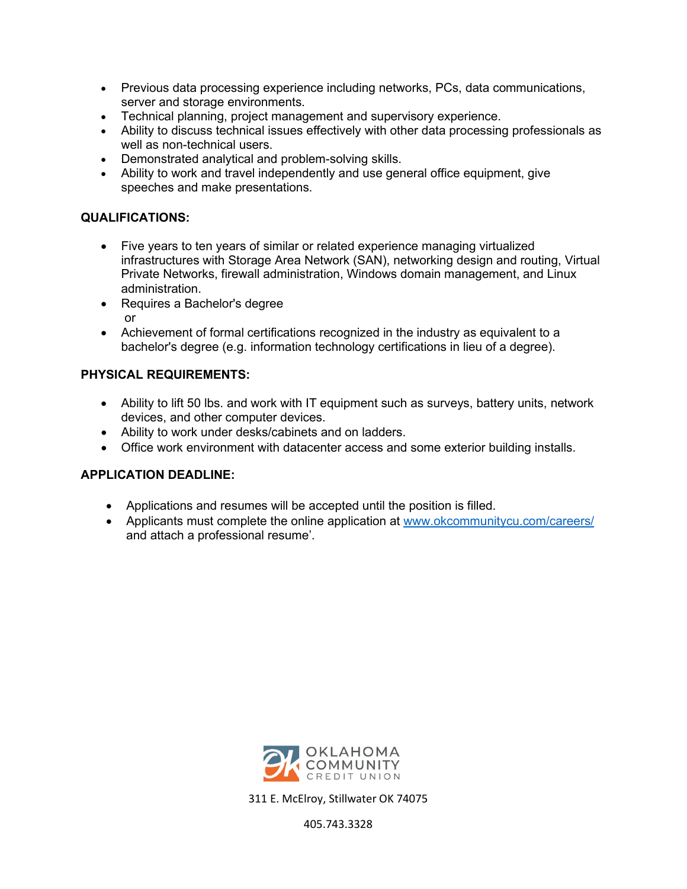- Previous data processing experience including networks, PCs, data communications, server and storage environments.
- Technical planning, project management and supervisory experience.
- Ability to discuss technical issues effectively with other data processing professionals as well as non-technical users.
- Demonstrated analytical and problem-solving skills.
- Ability to work and travel independently and use general office equipment, give speeches and make presentations.

**QUALIFICATIONS:**

- Five years to ten years of similar or related experience managing virtualized infrastructures with Storage Area Network (SAN), networking design and routing, Virtual Private Networks, firewall administration, Windows domain management, and Linux administration.
- Requires a Bachelor's degree
  or
- Achievement of formal certifications recognized in the industry as equivalent to a bachelor's degree (e.g. information technology certifications in lieu of a degree).

**PHYSICAL REQUIREMENTS:**

- Ability to lift 50 lbs. and work with IT equipment such as surveys, battery units, network devices, and other computer devices.
- Ability to work under desks/cabinets and on ladders.
- Office work environment with datacenter access and some exterior building installs.

**APPLICATION DEADLINE:**

- Applications and resumes will be accepted until the position is filled.
- Applicants must complete the online application at [www.okcommunitycu.com/careers/](www.okcommunitycu.com/careers/) and attach a professional resume'.

OKLAHOMA COMMUNITY CREDIT UNION

311 E. McElroy, Stillwater OK 74075

405.743.3328